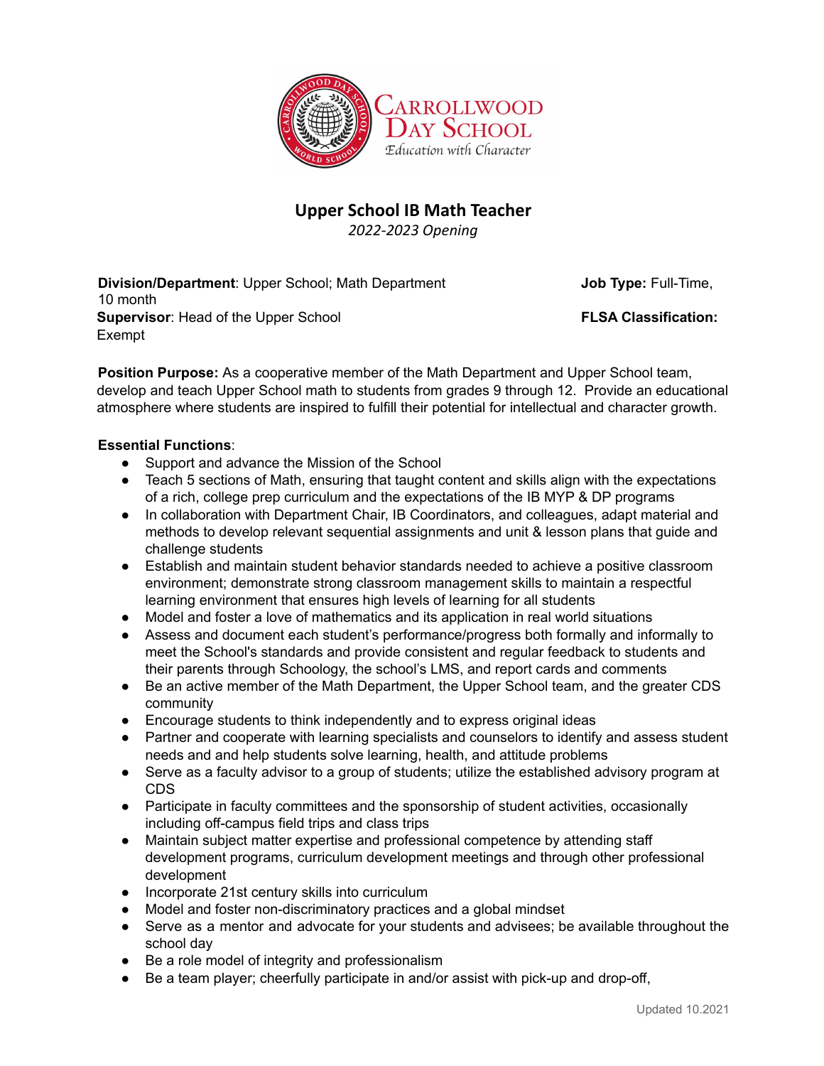Carrollwood Day School
*Education with Character*

# Upper School IB Math Teacher

*2022-2023 Opening*

**Division/Department**: Upper School; Math Department

**Job Type:** Full-Time, 10 month

**Supervisor**: Head of the Upper School

**FLSA Classification:** Exempt

**Position Purpose:** As a cooperative member of the Math Department and Upper School team, develop and teach Upper School math to students from grades 9 through 12. Provide an educational atmosphere where students are inspired to fulfill their potential for intellectual and character growth.

**Essential Functions**:

- Support and advance the Mission of the School
- Teach 5 sections of Math, ensuring that taught content and skills align with the expectations of a rich, college prep curriculum and the expectations of the IB MYP & DP programs
- In collaboration with Department Chair, IB Coordinators, and colleagues, adapt material and methods to develop relevant sequential assignments and unit & lesson plans that guide and challenge students
- Establish and maintain student behavior standards needed to achieve a positive classroom environment; demonstrate strong classroom management skills to maintain a respectful learning environment that ensures high levels of learning for all students
- Model and foster a love of mathematics and its application in real world situations
- Assess and document each student's performance/progress both formally and informally to meet the School's standards and provide consistent and regular feedback to students and their parents through Schoology, the school's LMS, and report cards and comments
- Be an active member of the Math Department, the Upper School team, and the greater CDS community
- Encourage students to think independently and to express original ideas
- Partner and cooperate with learning specialists and counselors to identify and assess student needs and and help students solve learning, health, and attitude problems
- Serve as a faculty advisor to a group of students; utilize the established advisory program at CDS
- Participate in faculty committees and the sponsorship of student activities, occasionally including off-campus field trips and class trips
- Maintain subject matter expertise and professional competence by attending staff development programs, curriculum development meetings and through other professional development
- Incorporate 21st century skills into curriculum
- Model and foster non-discriminatory practices and a global mindset
- Serve as a mentor and advocate for your students and advisees; be available throughout the school day
- Be a role model of integrity and professionalism
- Be a team player; cheerfully participate in and/or assist with pick-up and drop-off,

Updated 10.2021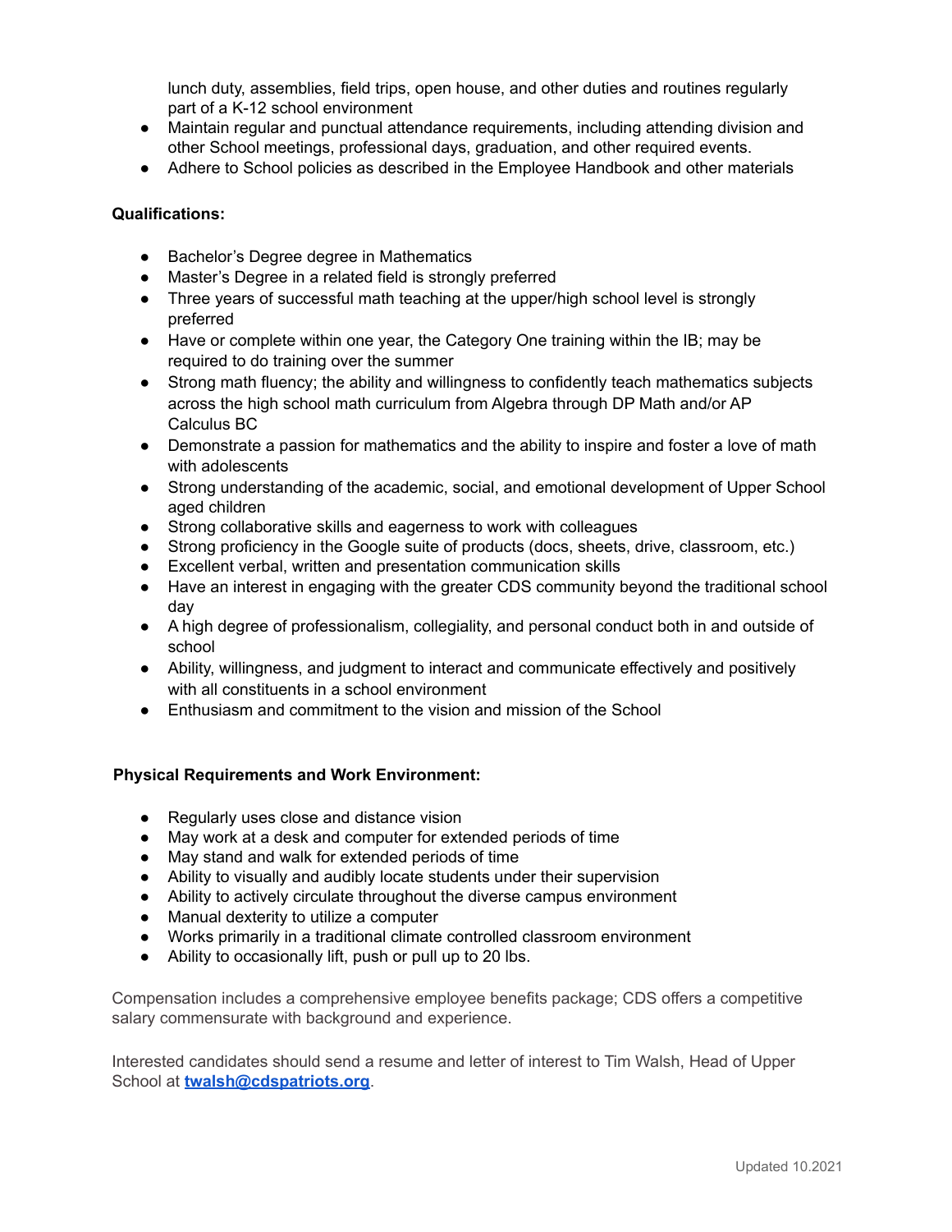lunch duty, assemblies, field trips, open house, and other duties and routines regularly part of a K-12 school environment
- Maintain regular and punctual attendance requirements, including attending division and other School meetings, professional days, graduation, and other required events.
- Adhere to School policies as described in the Employee Handbook and other materials

**Qualifications:**

- Bachelor's Degree degree in Mathematics
- Master's Degree in a related field is strongly preferred
- Three years of successful math teaching at the upper/high school level is strongly preferred
- Have or complete within one year, the Category One training within the IB; may be required to do training over the summer
- Strong math fluency; the ability and willingness to confidently teach mathematics subjects across the high school math curriculum from Algebra through DP Math and/or AP Calculus BC
- Demonstrate a passion for mathematics and the ability to inspire and foster a love of math with adolescents
- Strong understanding of the academic, social, and emotional development of Upper School aged children
- Strong collaborative skills and eagerness to work with colleagues
- Strong proficiency in the Google suite of products (docs, sheets, drive, classroom, etc.)
- Excellent verbal, written and presentation communication skills
- Have an interest in engaging with the greater CDS community beyond the traditional school day
- A high degree of professionalism, collegiality, and personal conduct both in and outside of school
- Ability, willingness, and judgment to interact and communicate effectively and positively with all constituents in a school environment
- Enthusiasm and commitment to the vision and mission of the School

**Physical Requirements and Work Environment:**

- Regularly uses close and distance vision
- May work at a desk and computer for extended periods of time
- May stand and walk for extended periods of time
- Ability to visually and audibly locate students under their supervision
- Ability to actively circulate throughout the diverse campus environment
- Manual dexterity to utilize a computer
- Works primarily in a traditional climate controlled classroom environment
- Ability to occasionally lift, push or pull up to 20 lbs.

Compensation includes a comprehensive employee benefits package; CDS offers a competitive salary commensurate with background and experience.

Interested candidates should send a resume and letter of interest to Tim Walsh, Head of Upper School at **twalsh@cdspatriots.org**.

Updated 10.2021